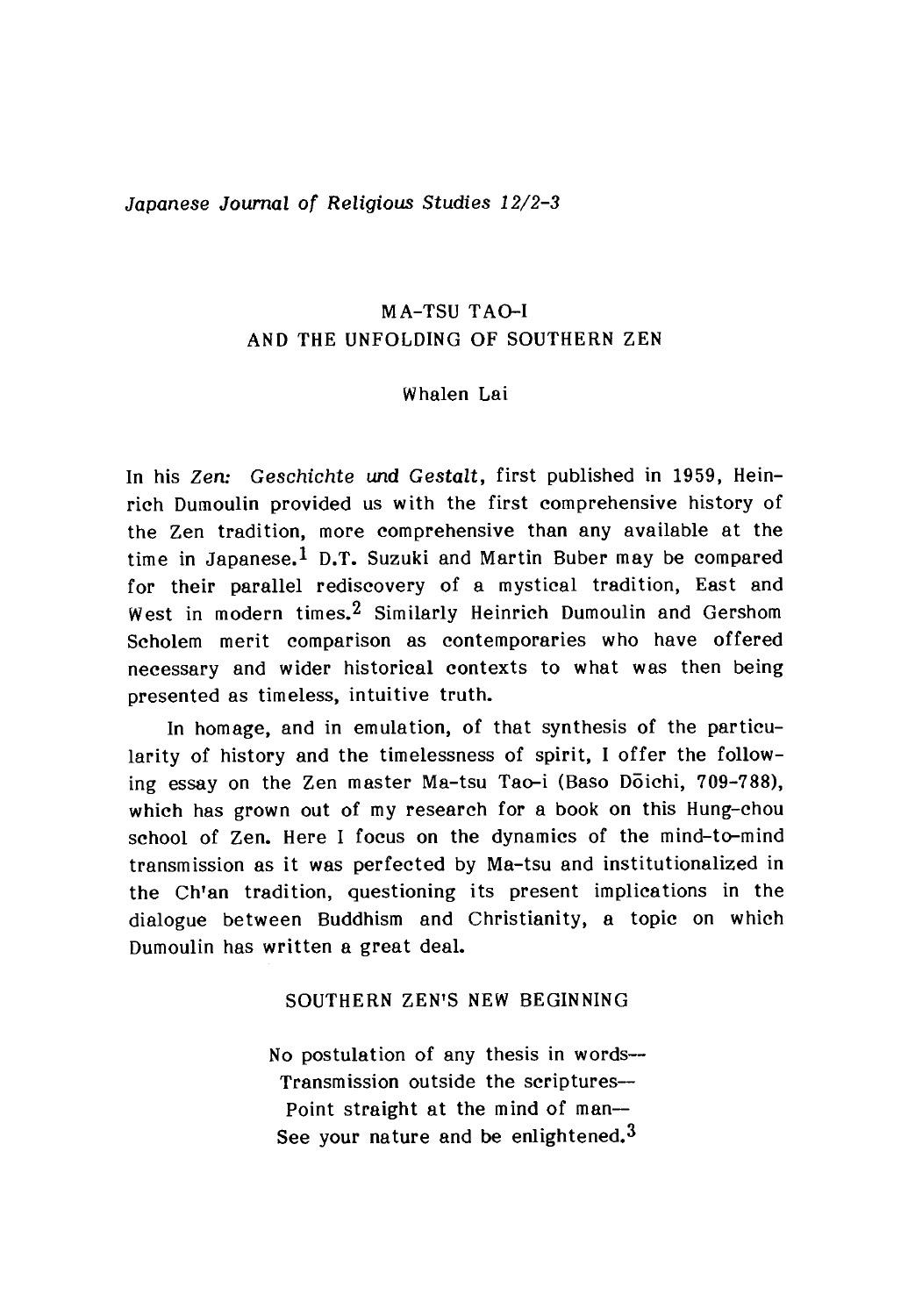# MA-TSU TAO-I AND THE UNFOLDING OF SOUTHERN ZEN

Whalen Lai

In his *Zen: Geschichte und Gestalt*, first published in 1959, Heinrich Dumoulin provided us with the first comprehensive history of the Zen tradition, more comprehensive than any available at the time in Japanese.[1] D.T. Suzuki and Martin Buber may be compared for their parallel rediscovery of a mystical tradition, East and West in modern times.[2] Similarly Heinrich Dumoulin and Gershom Scholem merit comparison as contemporaries who have offered necessary and wider historical contexts to what was then being presented as timeless, intuitive truth.

In homage, and in emulation, of that synthesis of the particularity of history and the timelessness of spirit, I offer the following essay on the Zen master Ma-tsu Tao-i (Baso Dōichi, 709-788), which has grown out of my research for a book on this Hung-chou school of Zen. Here I focus on the dynamics of the mind-to-mind transmission as it was perfected by Ma-tsu and institutionalized in the Ch'an tradition, questioning its present implications in the dialogue between Buddhism and Christianity, a topic on which Dumoulin has written a great deal.

## SOUTHERN ZEN'S NEW BEGINNING

No postulation of any thesis in words—
Transmission outside the scriptures—
Point straight at the mind of man—
See your nature and be enlightened.[3]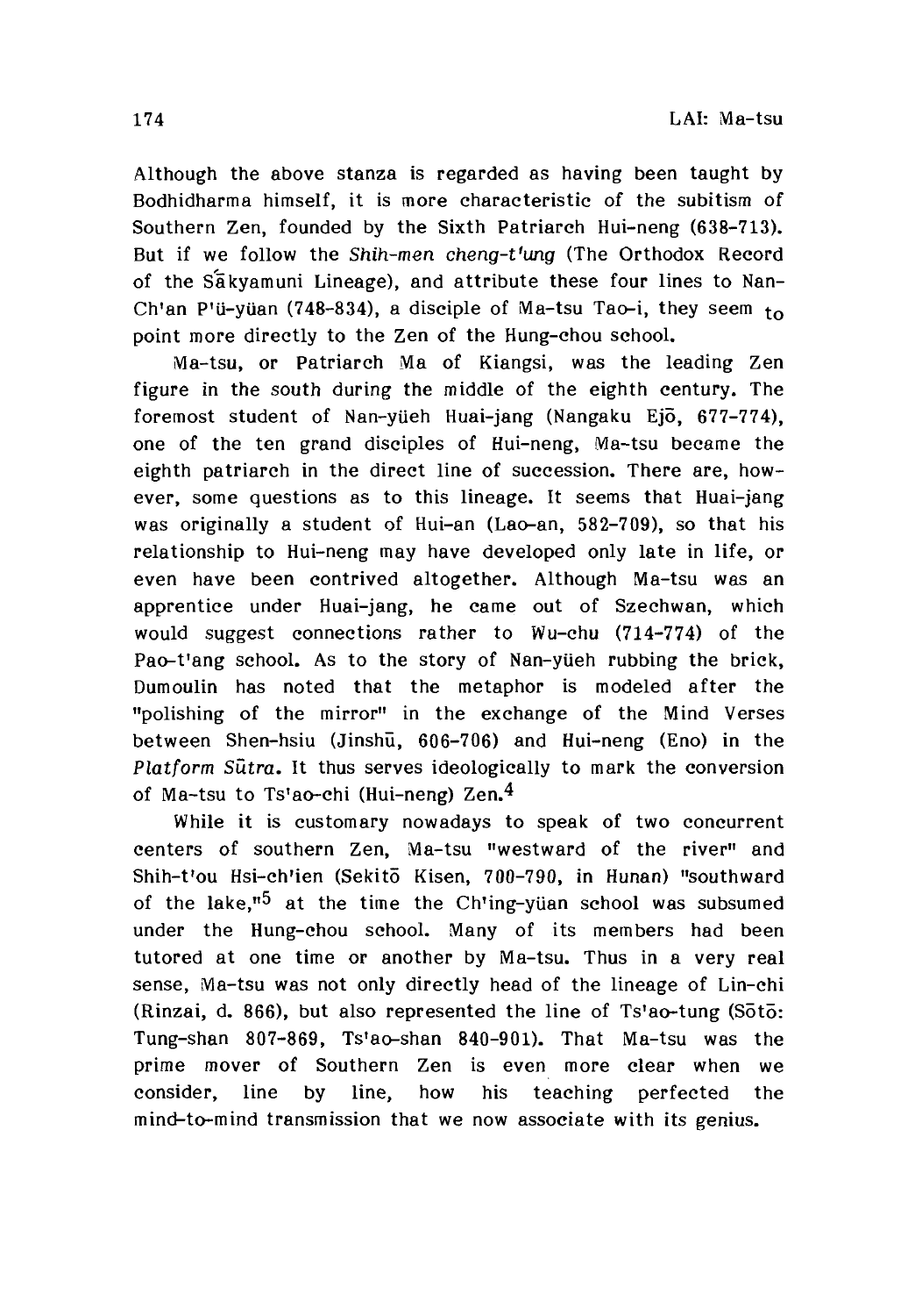Although the above stanza is regarded as having been taught by Bodhidharma himself, it is more characteristic of the subitism of Southern Zen, founded by the Sixth Patriarch Hui-neng (638-713). But if we follow the *Shih-men cheng-t'ung* (The Orthodox Record of the Śākyamuni Lineage), and attribute these four lines to Nan-Ch'an P'ü-yüan (748-834), a disciple of Ma-tsu Tao-i, they seem to point more directly to the Zen of the Hung-chou school.

Ma-tsu, or Patriarch Ma of Kiangsi, was the leading Zen figure in the south during the middle of the eighth century. The foremost student of Nan-yüeh Huai-jang (Nangaku Ejō, 677-774), one of the ten grand disciples of Hui-neng, Ma-tsu became the eighth patriarch in the direct line of succession. There are, however, some questions as to this lineage. It seems that Huai-jang was originally a student of Hui-an (Lao-an, 582-709), so that his relationship to Hui-neng may have developed only late in life, or even have been contrived altogether. Although Ma-tsu was an apprentice under Huai-jang, he came out of Szechwan, which would suggest connections rather to Wu-chu (714-774) of the Pao-t'ang school. As to the story of Nan-yüeh rubbing the brick, Dumoulin has noted that the metaphor is modeled after the "polishing of the mirror" in the exchange of the Mind Verses between Shen-hsiu (Jinshū, 606-706) and Hui-neng (Eno) in the *Platform Sūtra*. It thus serves ideologically to mark the conversion of Ma-tsu to Ts'ao-chi (Hui-neng) Zen.[4]

While it is customary nowadays to speak of two concurrent centers of southern Zen, Ma-tsu "westward of the river" and Shih-t'ou Hsi-ch'ien (Sekitō Kisen, 700-790, in Hunan) "southward of the lake,"[5] at the time the Ch'ing-yüan school was subsumed under the Hung-chou school. Many of its members had been tutored at one time or another by Ma-tsu. Thus in a very real sense, Ma-tsu was not only directly head of the lineage of Lin-chi (Rinzai, d. 866), but also represented the line of Ts'ao-tung (Sōtō: Tung-shan 807-869, Ts'ao-shan 840-901). That Ma-tsu was the prime mover of Southern Zen is even more clear when we consider, line by line, how his teaching perfected the mind-to-mind transmission that we now associate with its genius.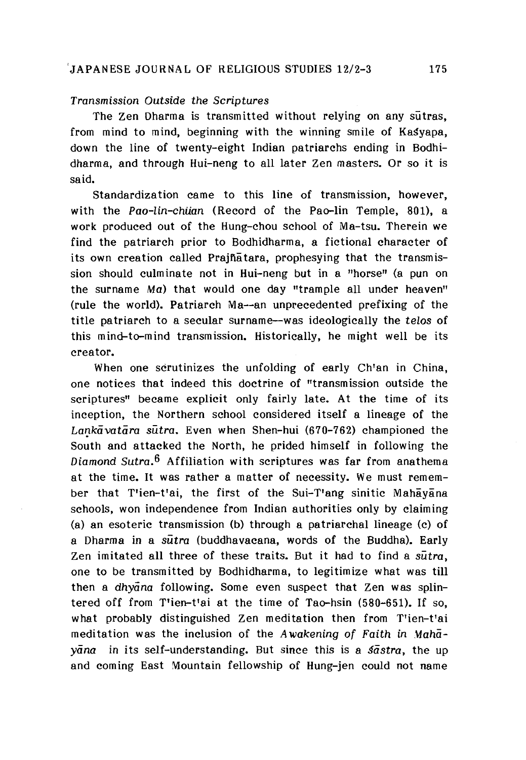*Transmission Outside the Scriptures*

The Zen Dharma is transmitted without relying on any sūtras, from mind to mind, beginning with the winning smile of Kaśyapa, down the line of twenty-eight Indian patriarchs ending in Bodhidharma, and through Hui-neng to all later Zen masters. Or so it is said.

Standardization came to this line of transmission, however, with the *Pao-lin-chüan* (Record of the Pao-lin Temple, 801), a work produced out of the Hung-chou school of Ma-tsu. Therein we find the patriarch prior to Bodhidharma, a fictional character of its own creation called Prajñātara, prophesying that the transmission should culminate not in Hui-neng but in a "horse" (a pun on the surname *Ma*) that would one day "trample all under heaven" (rule the world). Patriarch Ma--an unprecedented prefixing of the title patriarch to a secular surname--was ideologically the *telos* of this mind-to-mind transmission. Historically, he might well be its creator.

When one scrutinizes the unfolding of early Ch'an in China, one notices that indeed this doctrine of "transmission outside the scriptures" became explicit only fairly late. At the time of its inception, the Northern school considered itself a lineage of the *Laṅkāvatāra sūtra*. Even when Shen-hui (670-762) championed the South and attacked the North, he prided himself in following the *Diamond Sutra*.[6] Affiliation with scriptures was far from anathema at the time. It was rather a matter of necessity. We must remember that T'ien-t'ai, the first of the Sui-T'ang sinitic Mahāyāna schools, won independence from Indian authorities only by claiming (a) an esoteric transmission (b) through a patriarchal lineage (c) of a Dharma in a *sūtra* (buddhavacana, words of the Buddha). Early Zen imitated all three of these traits. But it had to find a *sūtra*, one to be transmitted by Bodhidharma, to legitimize what was till then a *dhyāna* following. Some even suspect that Zen was splintered off from T'ien-t'ai at the time of Tao-hsin (580-651). If so, what probably distinguished Zen meditation then from T'ien-t'ai meditation was the inclusion of the *Awakening of Faith in Mahāyāna* in its self-understanding. But since this is a *śāstra*, the up and coming East Mountain fellowship of Hung-jen could not name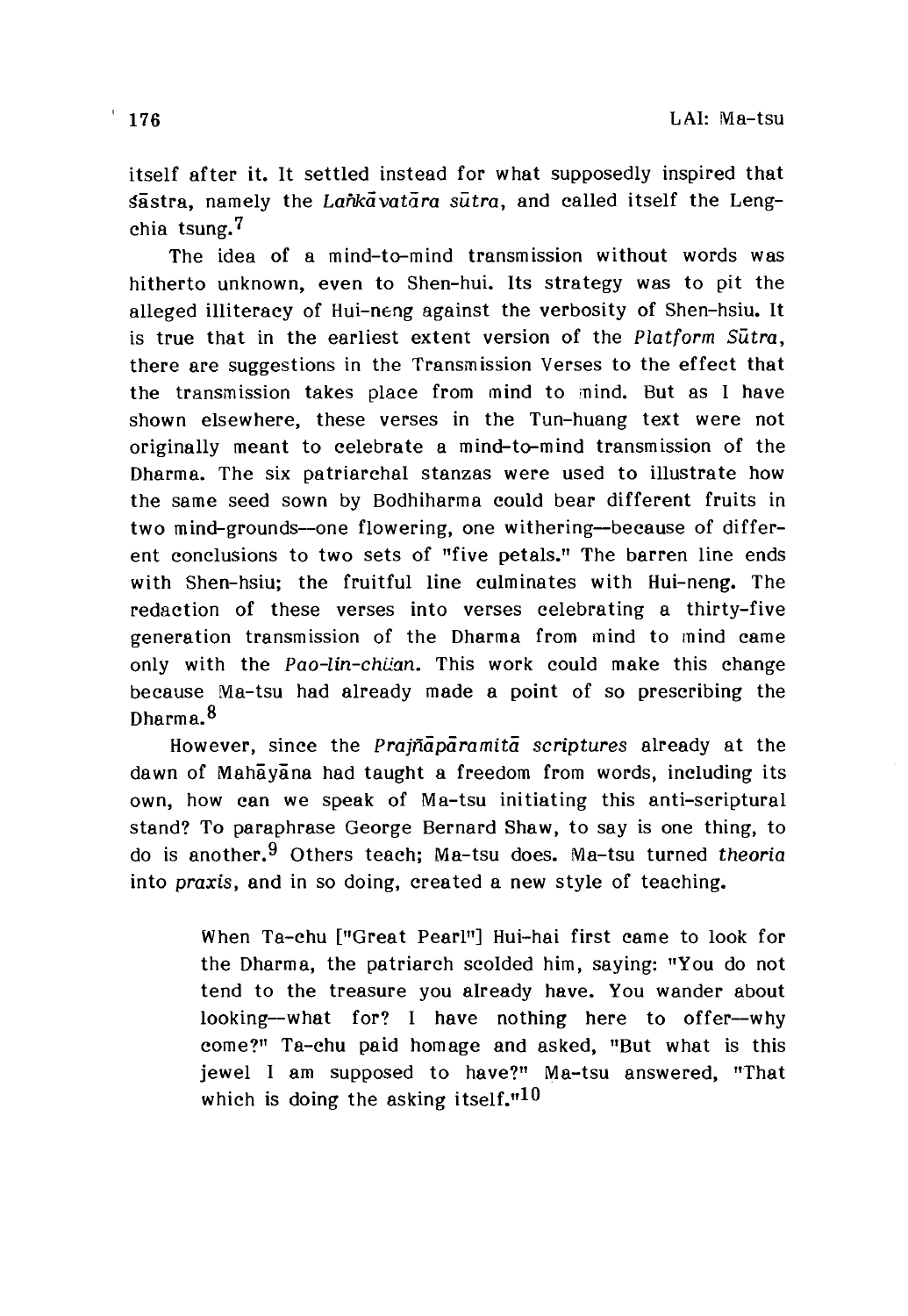itself after it. It settled instead for what supposedly inspired that śāstra, namely the *Laṅkāvatāra sūtra*, and called itself the Leng-chia tsung.[7]

The idea of a mind-to-mind transmission without words was hitherto unknown, even to Shen-hui. Its strategy was to pit the alleged illiteracy of Hui-neng against the verbosity of Shen-hsiu. It is true that in the earliest extent version of the *Platform Sūtra*, there are suggestions in the Transmission Verses to the effect that the transmission takes place from mind to mind. But as I have shown elsewhere, these verses in the Tun-huang text were not originally meant to celebrate a mind-to-mind transmission of the Dharma. The six patriarchal stanzas were used to illustrate how the same seed sown by Bodhiharma could bear different fruits in two mind-grounds—one flowering, one withering—because of different conclusions to two sets of "five petals." The barren line ends with Shen-hsiu; the fruitful line culminates with Hui-neng. The redaction of these verses into verses celebrating a thirty-five generation transmission of the Dharma from mind to mind came only with the *Pao-lin-chüan*. This work could make this change because Ma-tsu had already made a point of so prescribing the Dharma.[8]

However, since the *Prajñāpāramitā scriptures* already at the dawn of Mahāyāna had taught a freedom from words, including its own, how can we speak of Ma-tsu initiating this anti-scriptural stand? To paraphrase George Bernard Shaw, to say is one thing, to do is another.[9] Others teach; Ma-tsu does. Ma-tsu turned *theoria* into *praxis*, and in so doing, created a new style of teaching.

> When Ta-chu ["Great Pearl"] Hui-hai first came to look for the Dharma, the patriarch scolded him, saying: "You do not tend to the treasure you already have. You wander about looking—what for? I have nothing here to offer—why come?" Ta-chu paid homage and asked, "But what is this jewel I am supposed to have?" Ma-tsu answered, "That which is doing the asking itself."[10]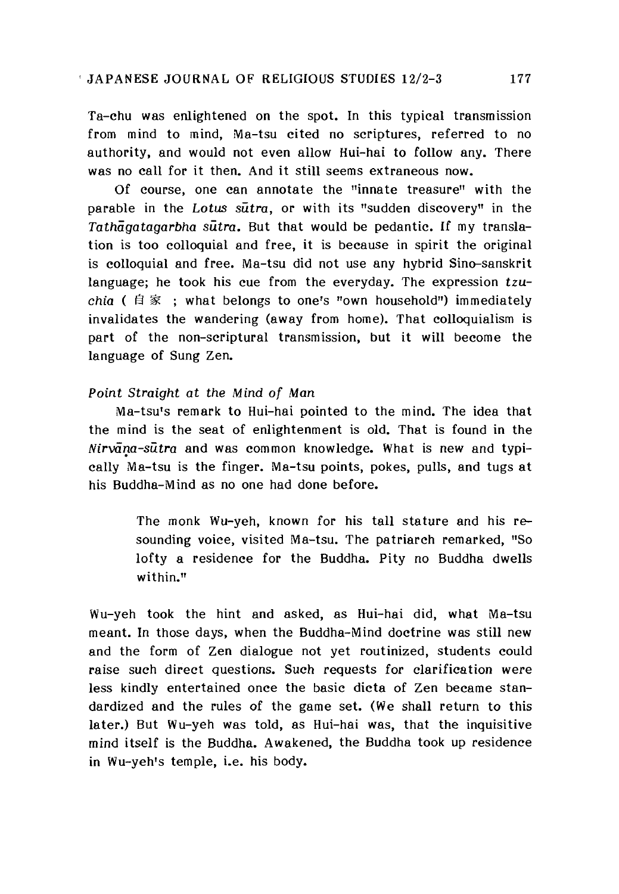Ta-chu was enlightened on the spot. In this typical transmission from mind to mind, Ma-tsu cited no scriptures, referred to no authority, and would not even allow Hui-hai to follow any. There was no call for it then. And it still seems extraneous now.

Of course, one can annotate the "innate treasure" with the parable in the *Lotus sūtra*, or with its "sudden discovery" in the *Tathāgatagarbha sūtra*. But that would be pedantic. If my translation is too colloquial and free, it is because in spirit the original is colloquial and free. Ma-tsu did not use any hybrid Sino-sanskrit language; he took his cue from the everyday. The expression *tzu-chia* ( 自家 ; what belongs to one's "own household") immediately invalidates the wandering (away from home). That colloquialism is part of the non-scriptural transmission, but it will become the language of Sung Zen.

*Point Straight at the Mind of Man*

Ma-tsu's remark to Hui-hai pointed to the mind. The idea that the mind is the seat of enlightenment is old. That is found in the *Nirvāṇa-sūtra* and was common knowledge. What is new and typically Ma-tsu is the finger. Ma-tsu points, pokes, pulls, and tugs at his Buddha-Mind as no one had done before.

> The monk Wu-yeh, known for his tall stature and his resounding voice, visited Ma-tsu. The patriarch remarked, "So lofty a residence for the Buddha. Pity no Buddha dwells within."

Wu-yeh took the hint and asked, as Hui-hai did, what Ma-tsu meant. In those days, when the Buddha-Mind doctrine was still new and the form of Zen dialogue not yet routinized, students could raise such direct questions. Such requests for clarification were less kindly entertained once the basic dicta of Zen became standardized and the rules of the game set. (We shall return to this later.) But Wu-yeh was told, as Hui-hai was, that the inquisitive mind itself is the Buddha. Awakened, the Buddha took up residence in Wu-yeh's temple, i.e. his body.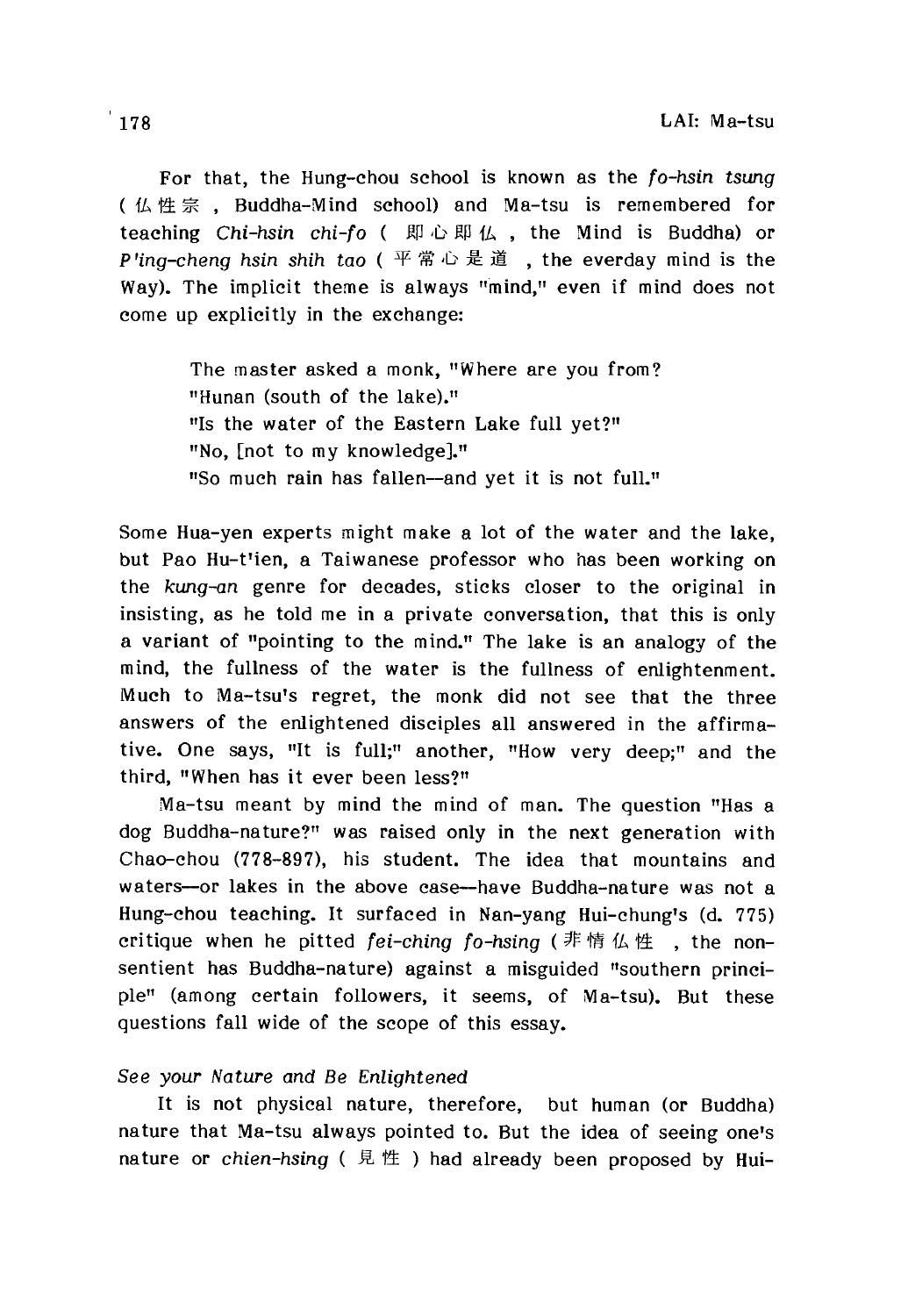For that, the Hung-chou school is known as the *fo-hsin tsung* ( 仏性宗 , Buddha-Mind school) and Ma-tsu is remembered for teaching *Chi-hsin chi-fo* ( 即心即仏 , the Mind is Buddha) or *P'ing-cheng hsin shih tao* ( 平常心是道 , the everday mind is the Way). The implicit theme is always "mind," even if mind does not come up explicitly in the exchange:

> The master asked a monk, "Where are you from?
> "Hunan (south of the lake)."
> "Is the water of the Eastern Lake full yet?"
> "No, [not to my knowledge]."
> "So much rain has fallen--and yet it is not full."

Some Hua-yen experts might make a lot of the water and the lake, but Pao Hu-t'ien, a Taiwanese professor who has been working on the *kung-an* genre for decades, sticks closer to the original in insisting, as he told me in a private conversation, that this is only a variant of "pointing to the mind." The lake is an analogy of the mind, the fullness of the water is the fullness of enlightenment. Much to Ma-tsu's regret, the monk did not see that the three answers of the enlightened disciples all answered in the affirmative. One says, "It is full;" another, "How very deep;" and the third, "When has it ever been less?"

Ma-tsu meant by mind the mind of man. The question "Has a dog Buddha-nature?" was raised only in the next generation with Chao-chou (778-897), his student. The idea that mountains and waters—or lakes in the above case—have Buddha-nature was not a Hung-chou teaching. It surfaced in Nan-yang Hui-chung's (d. 775) critique when he pitted *fei-ching fo-hsing* ( 非情仏性 , the non-sentient has Buddha-nature) against a misguided "southern principle" (among certain followers, it seems, of Ma-tsu). But these questions fall wide of the scope of this essay.

### *See your Nature and Be Enlightened*

It is not physical nature, therefore, but human (or Buddha) nature that Ma-tsu always pointed to. But the idea of seeing one's nature or *chien-hsing* ( 見性 ) had already been proposed by Hui-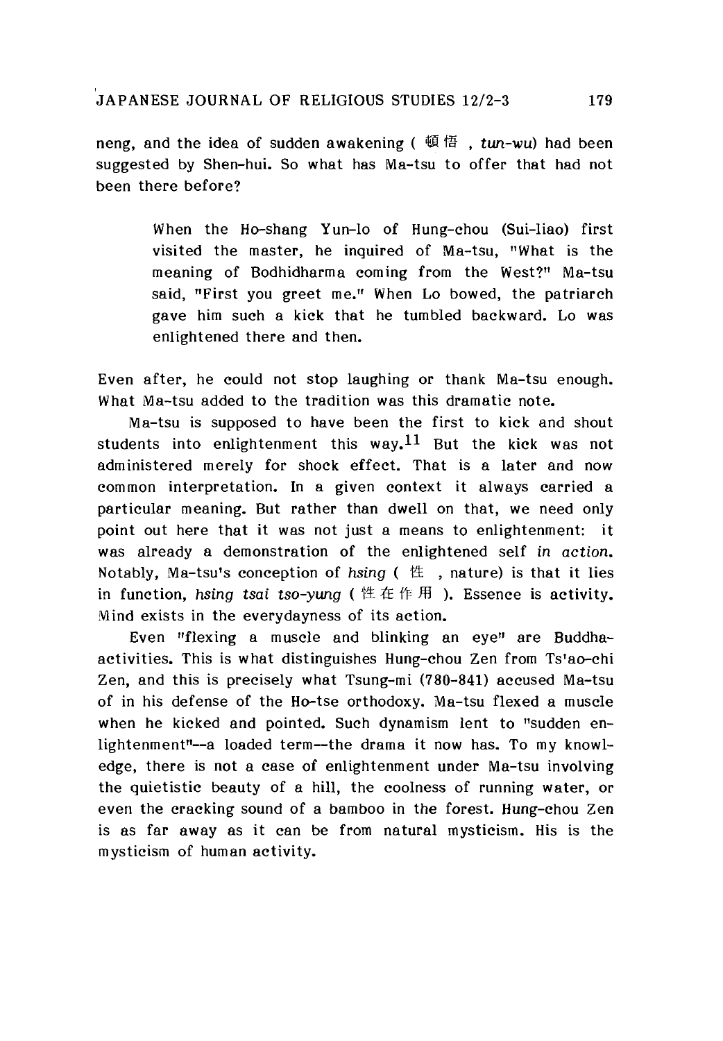neng, and the idea of sudden awakening ( 頓悟 , *tun-wu*) had been suggested by Shen-hui. So what has Ma-tsu to offer that had not been there before?

> When the Ho-shang Yun-lo of Hung-chou (Sui-liao) first visited the master, he inquired of Ma-tsu, "What is the meaning of Bodhidharma coming from the West?" Ma-tsu said, "First you greet me." When Lo bowed, the patriarch gave him such a kick that he tumbled backward. Lo was enlightened there and then.

Even after, he could not stop laughing or thank Ma-tsu enough. What Ma-tsu added to the tradition was this dramatic note.

Ma-tsu is supposed to have been the first to kick and shout students into enlightenment this way.[11] But the kick was not administered merely for shock effect. That is a later and now common interpretation. In a given context it always carried a particular meaning. But rather than dwell on that, we need only point out here that it was not just a means to enlightenment: it was already a demonstration of the enlightened self *in action*. Notably, Ma-tsu's conception of *hsing* ( 性 , nature) is that it lies in function, *hsing tsai tso-yung* ( 性在作用 ). Essence is activity. Mind exists in the everydayness of its action.

Even "flexing a muscle and blinking an eye" are Buddha-activities. This is what distinguishes Hung-chou Zen from Ts'ao-chi Zen, and this is precisely what Tsung-mi (780-841) accused Ma-tsu of in his defense of the Ho-tse orthodoxy. Ma-tsu flexed a muscle when he kicked and pointed. Such dynamism lent to "sudden enlightenment"--a loaded term--the drama it now has. To my knowledge, there is not a case of enlightenment under Ma-tsu involving the quietistic beauty of a hill, the coolness of running water, or even the cracking sound of a bamboo in the forest. Hung-chou Zen is as far away as it can be from natural mysticism. His is the mysticism of human activity.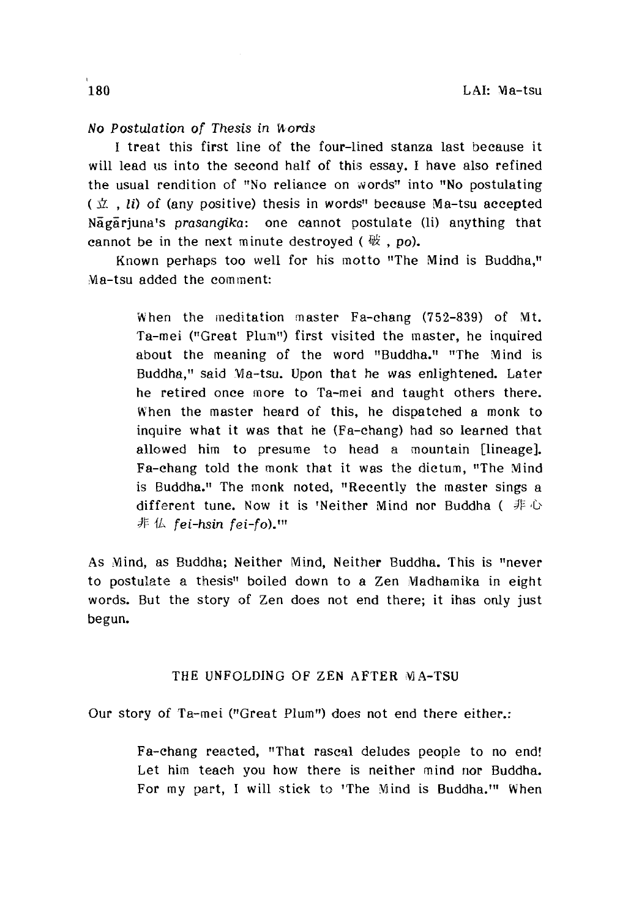*No Postulation of Thesis in Words*

I treat this first line of the four-lined stanza last because it will lead us into the second half of this essay. I have also refined the usual rendition of "No reliance on words" into "No postulating (立 , *li*) of (any positive) thesis in words" because Ma-tsu accepted Nāgārjuna's *prasangika*: one cannot postulate (li) anything that cannot be in the next minute destroyed (破 , *po*).

Known perhaps too well for his motto "The Mind is Buddha," Ma-tsu added the comment:

> When the meditation master Fa-chang (752-839) of Mt. Ta-mei ("Great Plum") first visited the master, he inquired about the meaning of the word "Buddha." "The Mind is Buddha," said Ma-tsu. Upon that he was enlightened. Later he retired once more to Ta-mei and taught others there. When the master heard of this, he dispatched a monk to inquire what it was that he (Fa-chang) had so learned that allowed him to presume to head a mountain [lineage]. Fa-chang told the monk that it was the dictum, "The Mind is Buddha." The monk noted, "Recently the master sings a different tune. Now it is 'Neither Mind nor Buddha (非心非仏 *fei-hsin fei-fo*).'"

As Mind, as Buddha; Neither Mind, Neither Buddha. This is "never to postulate a thesis" boiled down to a Zen Madhamika in eight words. But the story of Zen does not end there; it ihas only just begun.

## THE UNFOLDING OF ZEN AFTER MA-TSU

Our story of Ta-mei ("Great Plum") does not end there either.:

> Fa-chang reacted, "That rascal deludes people to no end! Let him teach you how there is neither mind nor Buddha. For my part, I will stick to 'The Mind is Buddha.'" When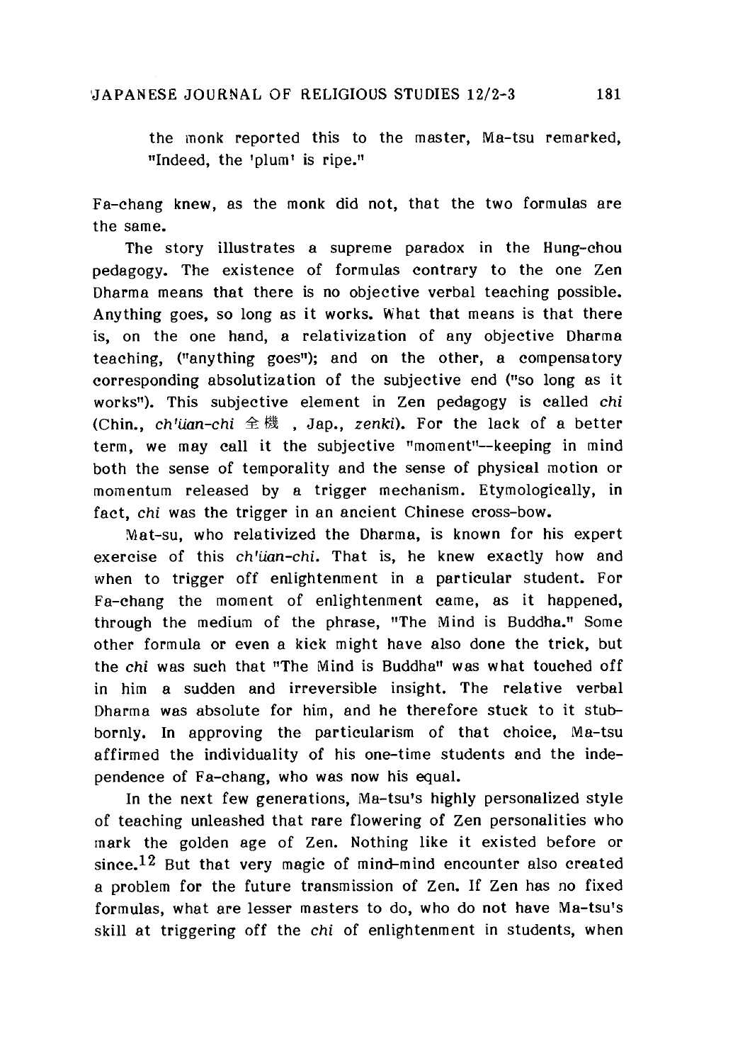the monk reported this to the master, Ma-tsu remarked, "Indeed, the 'plum' is ripe."

Fa-chang knew, as the monk did not, that the two formulas are the same.

The story illustrates a supreme paradox in the Hung-chou pedagogy. The existence of formulas contrary to the one Zen Dharma means that there is no objective verbal teaching possible. Anything goes, so long as it works. What that means is that there is, on the one hand, a relativization of any objective Dharma teaching, ("anything goes"); and on the other, a compensatory corresponding absolutization of the subjective end ("so long as it works"). This subjective element in Zen pedagogy is called *chi* (Chin., *ch'üan-chi* 全機 , Jap., *zenki*). For the lack of a better term, we may call it the subjective "moment"--keeping in mind both the sense of temporality and the sense of physical motion or momentum released by a trigger mechanism. Etymologically, in fact, *chi* was the trigger in an ancient Chinese cross-bow.

Mat-su, who relativized the Dharma, is known for his expert exercise of this *ch'üan-chi*. That is, he knew exactly how and when to trigger off enlightenment in a particular student. For Fa-chang the moment of enlightenment came, as it happened, through the medium of the phrase, "The Mind is Buddha." Some other formula or even a kick might have also done the trick, but the *chi* was such that "The Mind is Buddha" was what touched off in him a sudden and irreversible insight. The relative verbal Dharma was absolute for him, and he therefore stuck to it stubbornly. In approving the particularism of that choice, Ma-tsu affirmed the individuality of his one-time students and the independence of Fa-chang, who was now his equal.

In the next few generations, Ma-tsu's highly personalized style of teaching unleashed that rare flowering of Zen personalities who mark the golden age of Zen. Nothing like it existed before or since.[12] But that very magic of mind-mind encounter also created a problem for the future transmission of Zen. If Zen has no fixed formulas, what are lesser masters to do, who do not have Ma-tsu's skill at triggering off the *chi* of enlightenment in students, when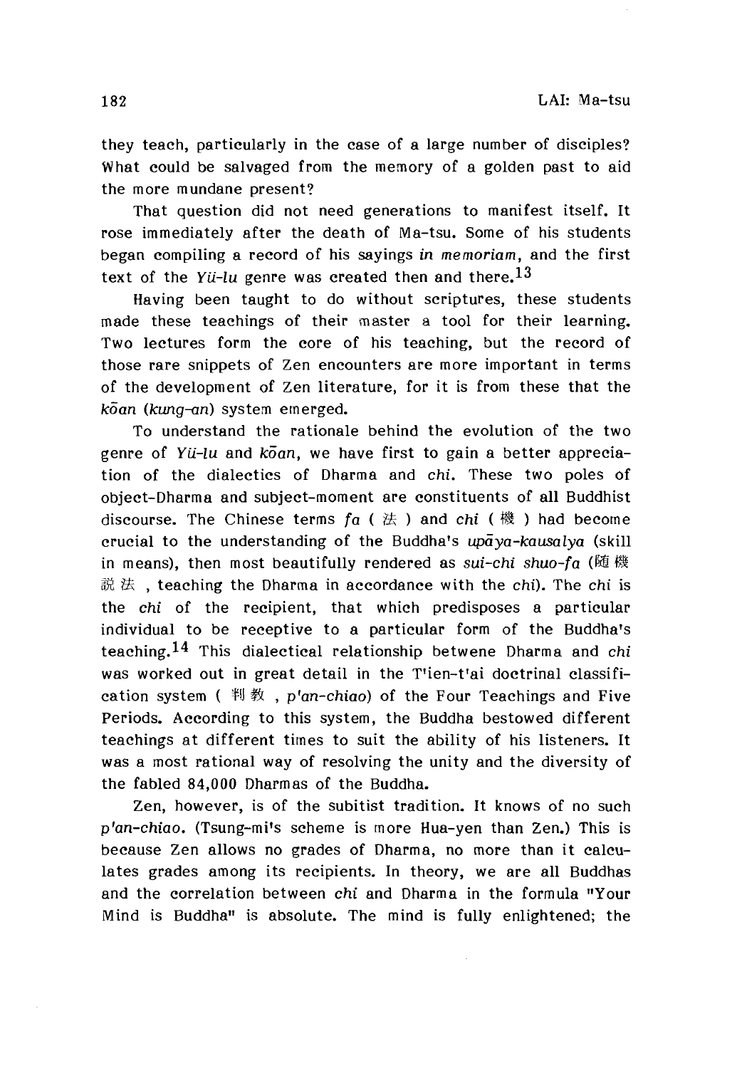they teach, particularly in the case of a large number of disciples? What could be salvaged from the memory of a golden past to aid the more mundane present?

That question did not need generations to manifest itself. It rose immediately after the death of Ma-tsu. Some of his students began compiling a record of his sayings *in memoriam*, and the first text of the *Yü-lu* genre was created then and there.[13]

Having been taught to do without scriptures, these students made these teachings of their master a tool for their learning. Two lectures form the core of his teaching, but the record of those rare snippets of Zen encounters are more important in terms of the development of Zen literature, for it is from these that the *kōan* (*kung-an*) system emerged.

To understand the rationale behind the evolution of the two genre of *Yü-lu* and *kōan*, we have first to gain a better appreciation of the dialectics of Dharma and *chi*. These two poles of object-Dharma and subject-moment are constituents of all Buddhist discourse. The Chinese terms *fa* ( 法 ) and *chi* ( 機 ) had become crucial to the understanding of the Buddha's *upāya-kausalya* (skill in means), then most beautifully rendered as *sui-chi shuo-fa* (隨機說法 , teaching the Dharma in accordance with the *chi*). The *chi* is the *chi* of the recipient, that which predisposes a particular individual to be receptive to a particular form of the Buddha's teaching.[14] This dialectical relationship betwene Dharma and *chi* was worked out in great detail in the T'ien-t'ai doctrinal classification system ( 判教 , *p'an-chiao*) of the Four Teachings and Five Periods. According to this system, the Buddha bestowed different teachings at different times to suit the ability of his listeners. It was a most rational way of resolving the unity and the diversity of the fabled 84,000 Dharmas of the Buddha.

Zen, however, is of the subitist tradition. It knows of no such *p'an-chiao*. (Tsung-mi's scheme is more Hua-yen than Zen.) This is because Zen allows no grades of Dharma, no more than it calculates grades among its recipients. In theory, we are all Buddhas and the correlation between *chi* and Dharma in the formula "Your Mind is Buddha" is absolute. The mind is fully enlightened; the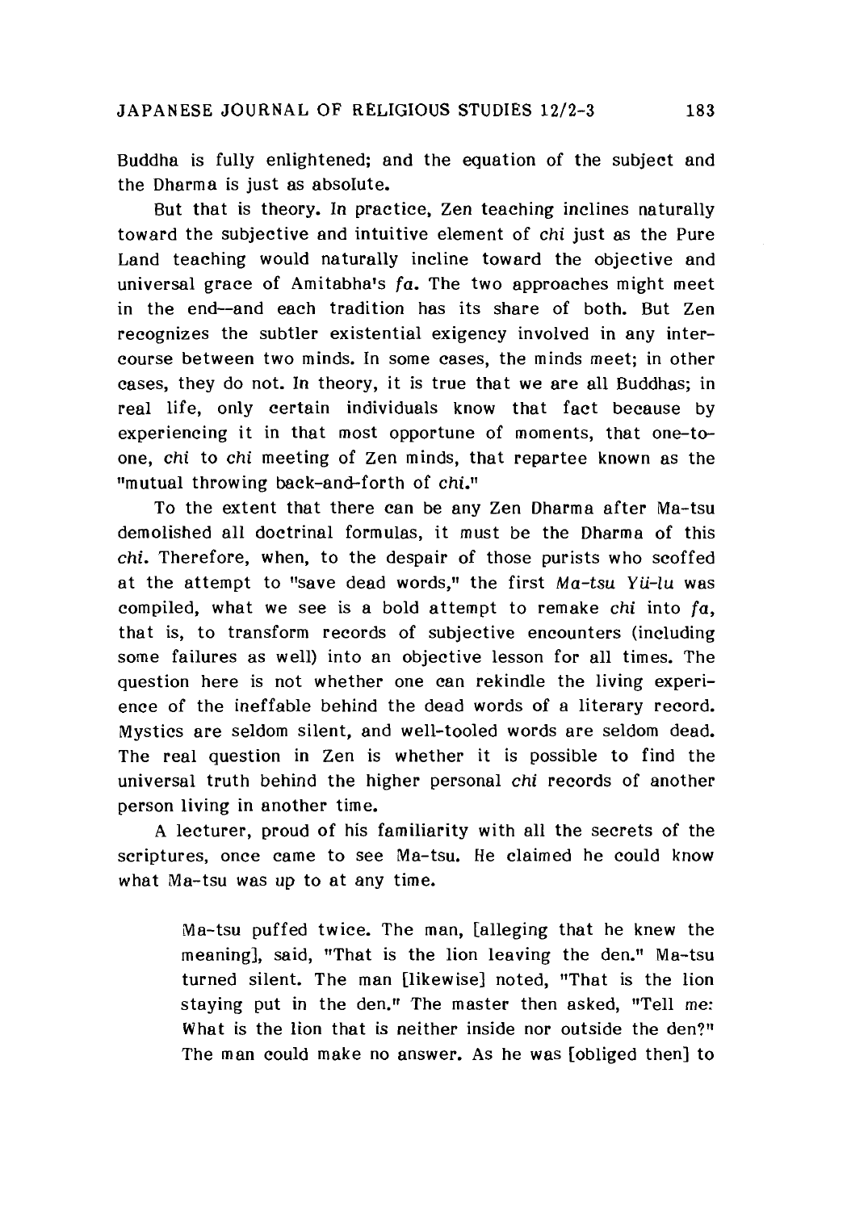Buddha is fully enlightened; and the equation of the subject and the Dharma is just as absolute.

But that is theory. In practice, Zen teaching inclines naturally toward the subjective and intuitive element of *chi* just as the Pure Land teaching would naturally incline toward the objective and universal grace of Amitabha's *fa*. The two approaches might meet in the end--and each tradition has its share of both. But Zen recognizes the subtler existential exigency involved in any intercourse between two minds. In some cases, the minds meet; in other cases, they do not. In theory, it is true that we are all Buddhas; in real life, only certain individuals know that fact because by experiencing it in that most opportune of moments, that one-to-one, *chi* to *chi* meeting of Zen minds, that repartee known as the "mutual throwing back-and-forth of *chi*."

To the extent that there can be any Zen Dharma after Ma-tsu demolished all doctrinal formulas, it must be the Dharma of this *chi*. Therefore, when, to the despair of those purists who scoffed at the attempt to "save dead words," the first *Ma-tsu Yü-lu* was compiled, what we see is a bold attempt to remake *chi* into *fa*, that is, to transform records of subjective encounters (including some failures as well) into an objective lesson for all times. The question here is not whether one can rekindle the living experience of the ineffable behind the dead words of a literary record. Mystics are seldom silent, and well-tooled words are seldom dead. The real question in Zen is whether it is possible to find the universal truth behind the higher personal *chi* records of another person living in another time.

A lecturer, proud of his familiarity with all the secrets of the scriptures, once came to see Ma-tsu. He claimed he could know what Ma-tsu was up to at any time.

> Ma-tsu puffed twice. The man, [alleging that he knew the meaning], said, "That is the lion leaving the den." Ma-tsu turned silent. The man [likewise] noted, "That is the lion staying put in the den." The master then asked, "Tell me: What is the lion that is neither inside nor outside the den?" The man could make no answer. As he was [obliged then] to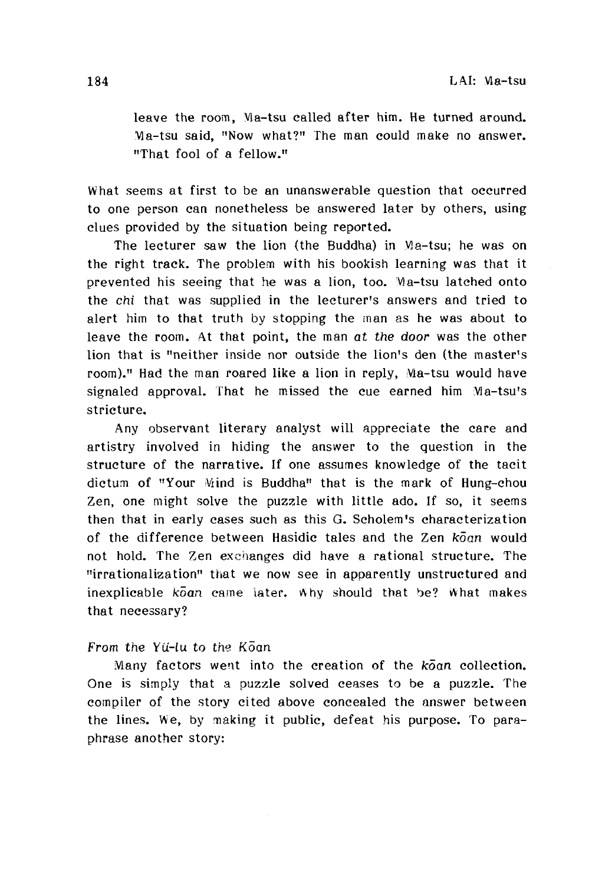> leave the room, Ma-tsu called after him. He turned around. Ma-tsu said, "Now what?" The man could make no answer. "That fool of a fellow."

What seems at first to be an unanswerable question that occurred to one person can nonetheless be answered later by others, using clues provided by the situation being reported.

The lecturer saw the lion (the Buddha) in Ma-tsu; he was on the right track. The problem with his bookish learning was that it prevented his seeing that he was a lion, too. Ma-tsu latched onto the *chi* that was supplied in the lecturer's answers and tried to alert him to that truth by stopping the man as he was about to leave the room. At that point, the man *at the door* was the other lion that is "neither inside nor outside the lion's den (the master's room)." Had the man roared like a lion in reply, Ma-tsu would have signaled approval. That he missed the cue earned him Ma-tsu's stricture.

Any observant literary analyst will appreciate the care and artistry involved in hiding the answer to the question in the structure of the narrative. If one assumes knowledge of the tacit dictum of "Your Mind is Buddha" that is the mark of Hung-chou Zen, one might solve the puzzle with little ado. If so, it seems then that in early cases such as this G. Scholem's characterization of the difference between Hasidic tales and the Zen *kōan* would not hold. The Zen exchanges did have a rational structure. The "irrationalization" that we now see in apparently unstructured and inexplicable *kōan* came later. Why should that be? What makes that necessary?

### *From the Yü-lu to the Kōan*

Many factors went into the creation of the *kōan* collection. One is simply that a puzzle solved ceases to be a puzzle. The compiler of the story cited above concealed the answer between the lines. We, by making it public, defeat his purpose. To paraphrase another story: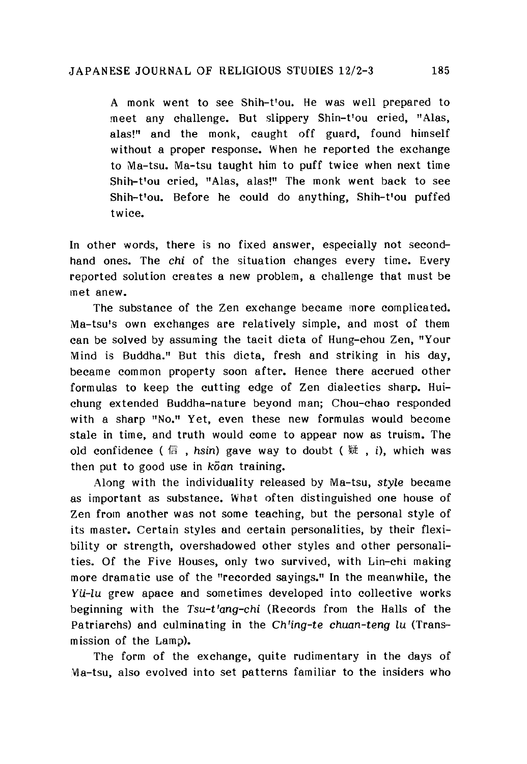A monk went to see Shih-t'ou. He was well prepared to meet any challenge. But slippery Shin-t'ou cried, "Alas, alas!" and the monk, caught off guard, found himself without a proper response. When he reported the exchange to Ma-tsu. Ma-tsu taught him to puff twice when next time Shih-t'ou cried, "Alas, alas!" The monk went back to see Shih-t'ou. Before he could do anything, Shih-t'ou puffed twice.

In other words, there is no fixed answer, especially not second-hand ones. The *chi* of the situation changes every time. Every reported solution creates a new problem, a challenge that must be met anew.

The substance of the Zen exchange became more complicated. Ma-tsu's own exchanges are relatively simple, and most of them can be solved by assuming the tacit dicta of Hung-chou Zen, "Your Mind is Buddha." But this dicta, fresh and striking in his day, became common property soon after. Hence there accrued other formulas to keep the cutting edge of Zen dialectics sharp. Hui-chung extended Buddha-nature beyond man; Chou-chao responded with a sharp "No." Yet, even these new formulas would become stale in time, and truth would come to appear now as truism. The old confidence (信, *hsin*) gave way to doubt (疑, *i*), which was then put to good use in *kōan* training.

Along with the individuality released by Ma-tsu, *style* became as important as substance. What often distinguished one house of Zen from another was not some teaching, but the personal style of its master. Certain styles and certain personalities, by their flexibility or strength, overshadowed other styles and other personalities. Of the Five Houses, only two survived, with Lin-chi making more dramatic use of the "recorded sayings." In the meanwhile, the *Yü-lu* grew apace and sometimes developed into collective works beginning with the *Tsu-t'ang-chi* (Records from the Halls of the Patriarchs) and culminating in the *Ch'ing-te chuan-teng lu* (Transmission of the Lamp).

The form of the exchange, quite rudimentary in the days of Ma-tsu, also evolved into set patterns familiar to the insiders who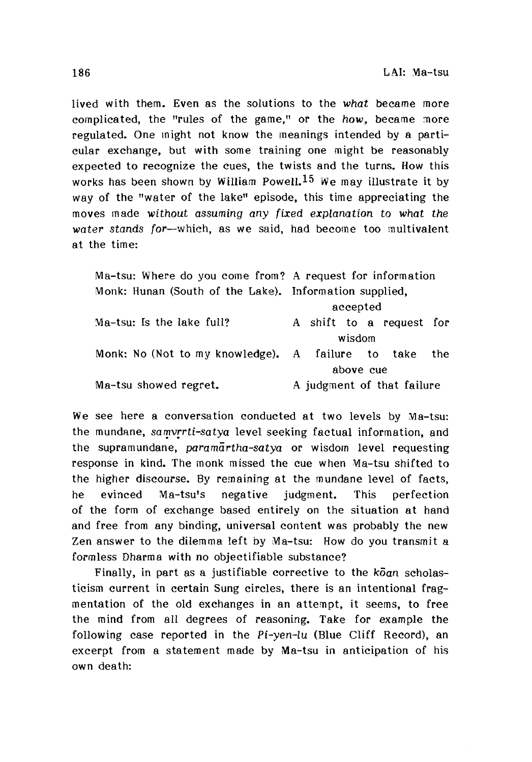lived with them. Even as the solutions to the *what* became more complicated, the "rules of the game," or the *how*, became more regulated. One might not know the meanings intended by a particular exchange, but with some training one might be reasonably expected to recognize the cues, the twists and the turns. How this works has been shown by William Powell.[15] We may illustrate it by way of the "water of the lake" episode, this time appreciating the moves made *without assuming any fixed explanation to what the water stands for*—which, as we said, had become too multivalent at the time:

| | |
|---|---|
| Ma-tsu: Where do you come from? | A request for information |
| Monk: Hunan (South of the Lake). | Information supplied, accepted |
| Ma-tsu: Is the lake full? | A shift to a request for wisdom |
| Monk: No (Not to my knowledge). | A failure to take the above cue |
| Ma-tsu showed regret. | A judgment of that failure |

We see here a conversation conducted at two levels by Ma-tsu: the mundane, *saṃvṛrti-satya* level seeking factual information, and the supramundane, *paramārtha-satya* or wisdom level requesting response in kind. The monk missed the cue when Ma-tsu shifted to the higher discourse. By remaining at the mundane level of facts, he evinced Ma-tsu's negative judgment. This perfection of the form of exchange based entirely on the situation at hand and free from any binding, universal content was probably the new Zen answer to the dilemma left by Ma-tsu: How do you transmit a formless Dharma with no objectifiable substance?

Finally, in part as a justifiable corrective to the *kōan* scholasticism current in certain Sung circles, there is an intentional fragmentation of the old exchanges in an attempt, it seems, to free the mind from all degrees of reasoning. Take for example the following case reported in the *Pi-yen-lu* (Blue Cliff Record), an excerpt from a statement made by Ma-tsu in anticipation of his own death: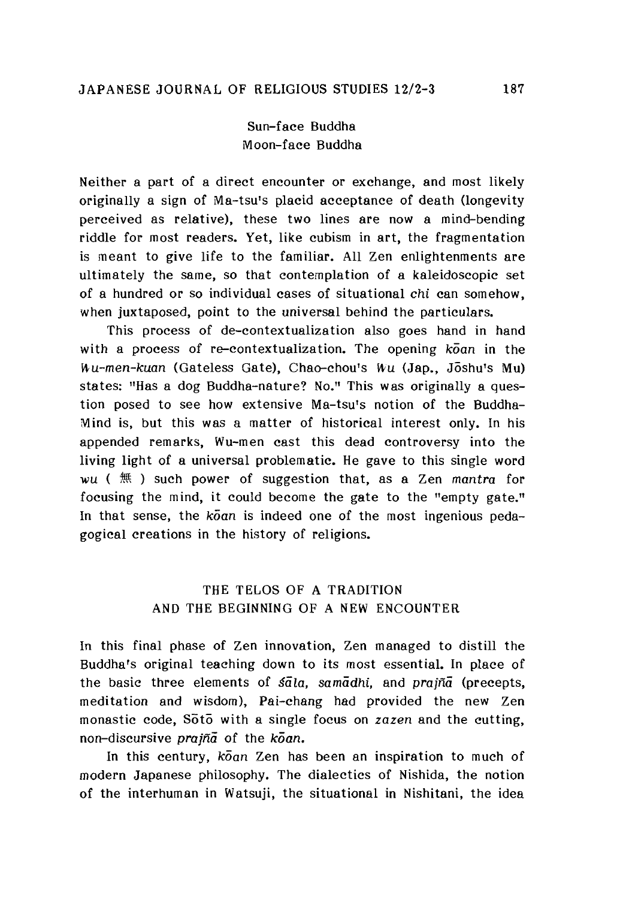Sun-face Buddha
Moon-face Buddha

Neither a part of a direct encounter or exchange, and most likely originally a sign of Ma-tsu's placid acceptance of death (longevity perceived as relative), these two lines are now a mind-bending riddle for most readers. Yet, like cubism in art, the fragmentation is meant to give life to the familiar. All Zen enlightenments are ultimately the same, so that contemplation of a kaleidoscopic set of a hundred or so individual cases of situational *chi* can somehow, when juxtaposed, point to the universal behind the particulars.

This process of de-contextualization also goes hand in hand with a process of re-contextualization. The opening *kōan* in the *Wu-men-kuan* (Gateless Gate), Chao-chou's *Wu* (Jap., Jōshu's Mu) states: "Has a dog Buddha-nature? No." This was originally a question posed to see how extensive Ma-tsu's notion of the Buddha-Mind is, but this was a matter of historical interest only. In his appended remarks, Wu-men cast this dead controversy into the living light of a universal problematic. He gave to this single word *wu* ( 無 ) such power of suggestion that, as a Zen *mantra* for focusing the mind, it could become the gate to the "empty gate." In that sense, the *kōan* is indeed one of the most ingenious pedagogical creations in the history of religions.

## THE TELOS OF A TRADITION AND THE BEGINNING OF A NEW ENCOUNTER

In this final phase of Zen innovation, Zen managed to distill the Buddha's original teaching down to its most essential. In place of the basic three elements of *śāla, samādhi,* and *prajñā* (precepts, meditation and wisdom), Pai-chang had provided the new Zen monastic code, Sōtō with a single focus on *zazen* and the cutting, non-discursive *prajñā* of the *kōan.*

In this century, *kōan* Zen has been an inspiration to much of modern Japanese philosophy. The dialectics of Nishida, the notion of the interhuman in Watsuji, the situational in Nishitani, the idea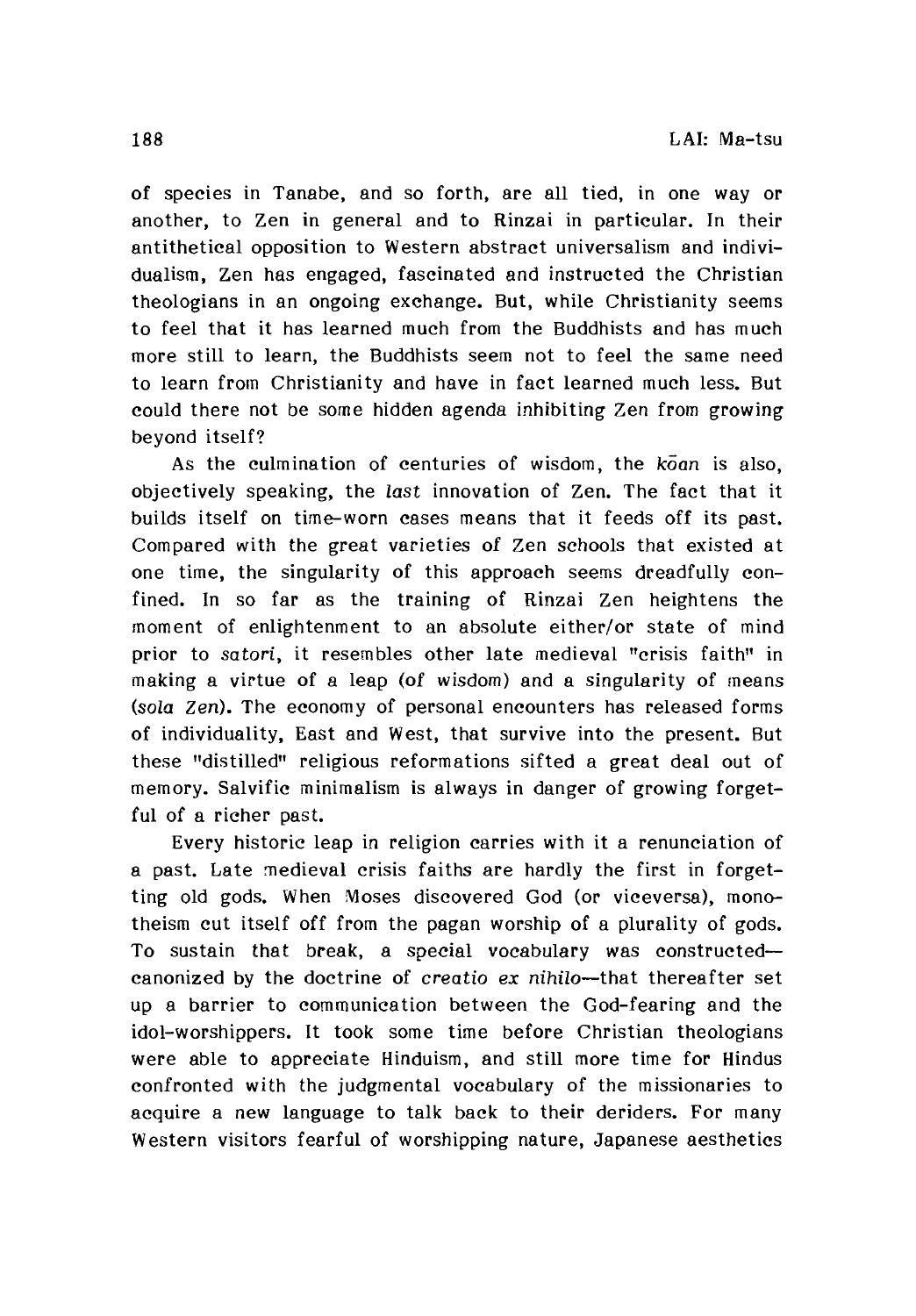of species in Tanabe, and so forth, are all tied, in one way or another, to Zen in general and to Rinzai in particular. In their antithetical opposition to Western abstract universalism and individualism, Zen has engaged, fascinated and instructed the Christian theologians in an ongoing exchange. But, while Christianity seems to feel that it has learned much from the Buddhists and has much more still to learn, the Buddhists seem not to feel the same need to learn from Christianity and have in fact learned much less. But could there not be some hidden agenda inhibiting Zen from growing beyond itself?

As the culmination of centuries of wisdom, the *kōan* is also, objectively speaking, the *last* innovation of Zen. The fact that it builds itself on time-worn cases means that it feeds off its past. Compared with the great varieties of Zen schools that existed at one time, the singularity of this approach seems dreadfully confined. In so far as the training of Rinzai Zen heightens the moment of enlightenment to an absolute either/or state of mind prior to *satori*, it resembles other late medieval "crisis faith" in making a virtue of a leap (of wisdom) and a singularity of means (*sola Zen*). The economy of personal encounters has released forms of individuality, East and West, that survive into the present. But these "distilled" religious reformations sifted a great deal out of memory. Salvific minimalism is always in danger of growing forgetful of a richer past.

Every historic leap in religion carries with it a renunciation of a past. Late medieval crisis faiths are hardly the first in forgetting old gods. When Moses discovered God (or viceversa), monotheism cut itself off from the pagan worship of a plurality of gods. To sustain that break, a special vocabulary was constructed—canonized by the doctrine of *creatio ex nihilo*—that thereafter set up a barrier to communication between the God-fearing and the idol-worshippers. It took some time before Christian theologians were able to appreciate Hinduism, and still more time for Hindus confronted with the judgmental vocabulary of the missionaries to acquire a new language to talk back to their deriders. For many Western visitors fearful of worshipping nature, Japanese aesthetics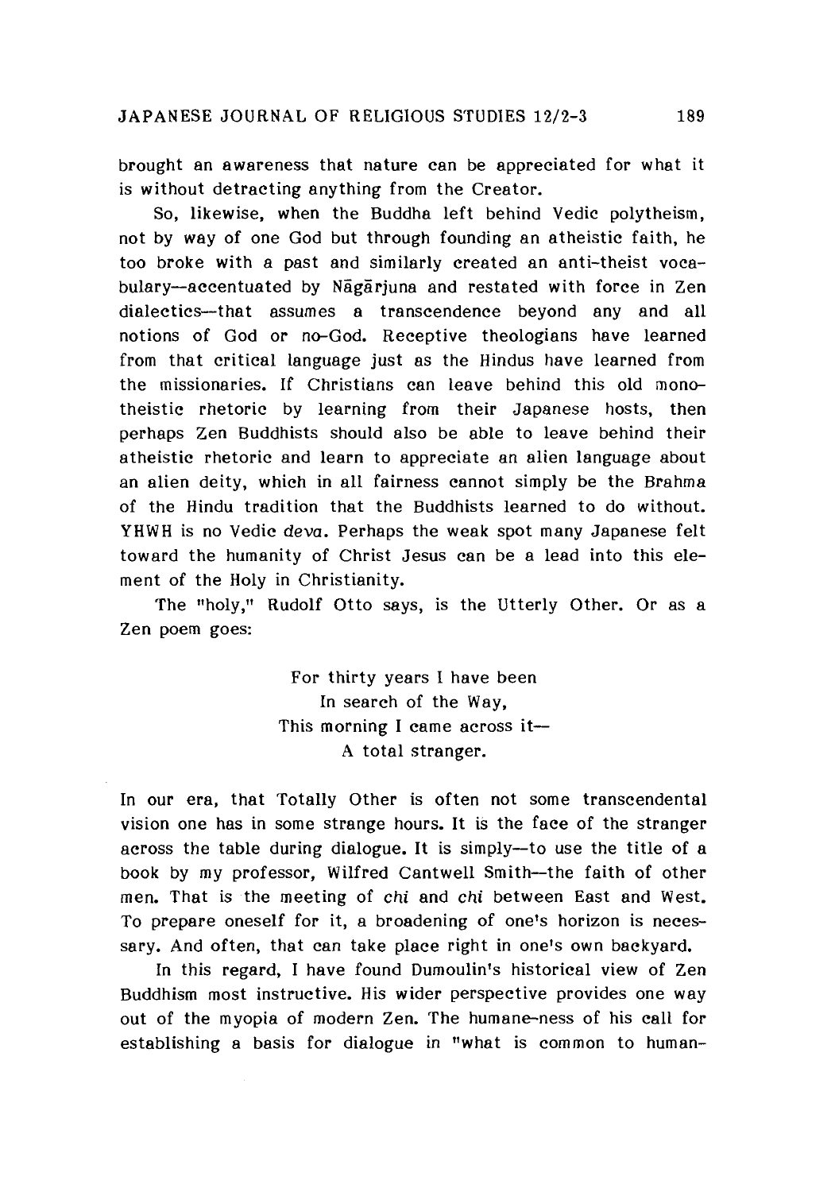brought an awareness that nature can be appreciated for what it is without detracting anything from the Creator.

So, likewise, when the Buddha left behind Vedic polytheism, not by way of one God but through founding an atheistic faith, he too broke with a past and similarly created an anti-theist vocabulary—accentuated by Nāgārjuna and restated with force in Zen dialectics—that assumes a transcendence beyond any and all notions of God or no-God. Receptive theologians have learned from that critical language just as the Hindus have learned from the missionaries. If Christians can leave behind this old monotheistic rhetoric by learning from their Japanese hosts, then perhaps Zen Buddhists should also be able to leave behind their atheistic rhetoric and learn to appreciate an alien language about an alien deity, which in all fairness cannot simply be the Brahma of the Hindu tradition that the Buddhists learned to do without. YHWH is no Vedic *deva*. Perhaps the weak spot many Japanese felt toward the humanity of Christ Jesus can be a lead into this element of the Holy in Christianity.

The "holy," Rudolf Otto says, is the Utterly Other. Or as a Zen poem goes:

> For thirty years I have been
> In search of the Way,
> This morning I came across it—
> A total stranger.

In our era, that Totally Other is often not some transcendental vision one has in some strange hours. It is the face of the stranger across the table during dialogue. It is simply—to use the title of a book by my professor, Wilfred Cantwell Smith—the faith of other men. That is the meeting of *chi* and *chi* between East and West. To prepare oneself for it, a broadening of one's horizon is necessary. And often, that can take place right in one's own backyard.

In this regard, I have found Dumoulin's historical view of Zen Buddhism most instructive. His wider perspective provides one way out of the myopia of modern Zen. The humane-ness of his call for establishing a basis for dialogue in "what is common to human-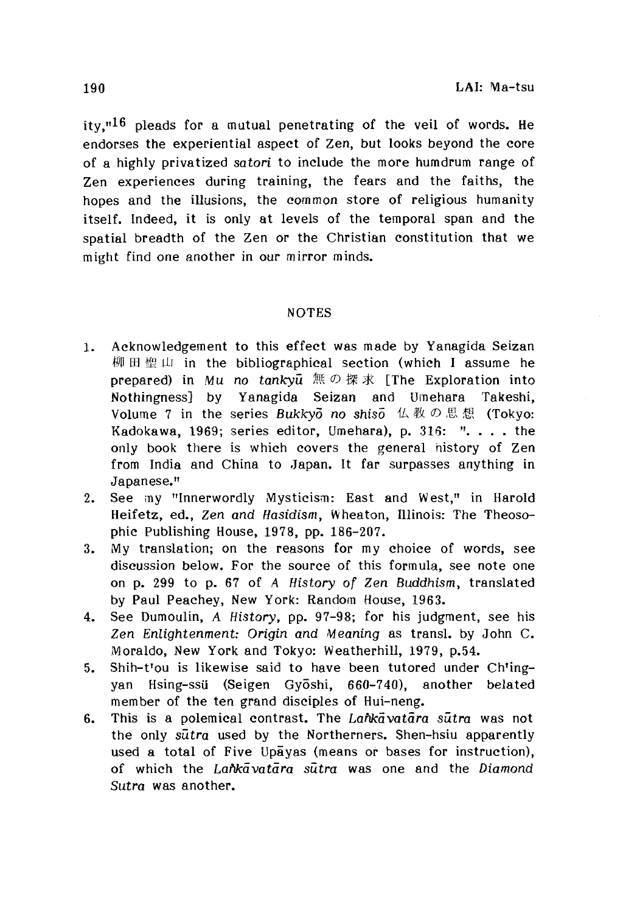ity,"[16] pleads for a mutual penetrating of the veil of words. He endorses the experiential aspect of Zen, but looks beyond the core of a highly privatized *satori* to include the more humdrum range of Zen experiences during training, the fears and the faiths, the hopes and the illusions, the common store of religious humanity itself. Indeed, it is only at levels of the temporal span and the spatial breadth of the Zen or the Christian constitution that we might find one another in our mirror minds.

## NOTES

1. Acknowledgement to this effect was made by Yanagida Seizan 柳田聖山 in the bibliographical section (which I assume he prepared) in *Mu no tankyū* 無の探求 [The Exploration into Nothingness] by Yanagida Seizan and Umehara Takeshi, Volume 7 in the series *Bukkyō no shisō* 仏教の思想 (Tokyo: Kadokawa, 1969; series editor, Umehara), p. 316: ". . . . the only book there is which covers the general history of Zen from India and China to Japan. It far surpasses anything in Japanese."
2. See my "Innerwordly Mysticism: East and West," in Harold Heifetz, ed., *Zen and Hasidism*, Wheaton, Illinois: The Theosophic Publishing House, 1978, pp. 186-207.
3. My translation; on the reasons for my choice of words, see discussion below. For the source of this formula, see note one on p. 299 to p. 67 of *A History of Zen Buddhism*, translated by Paul Peachey, New York: Random House, 1963.
4. See Dumoulin, *A History*, pp. 97-98; for his judgment, see his *Zen Enlightenment: Origin and Meaning* as transl. by John C. Moraldo, New York and Tokyo: Weatherhill, 1979, p.54.
5. Shih-t'ou is likewise said to have been tutored under Ch'ing-yan Hsing-ssü (Seigen Gyōshi, 660-740), another belated member of the ten grand disciples of Hui-neng.
6. This is a polemical contrast. The *Laṅkāvatāra sūtra* was not the only *sūtra* used by the Northerners. Shen-hsiu apparently used a total of Five Upāyas (means or bases for instruction), of which the *Laṅkāvatāra sūtra* was one and the *Diamond Sutra* was another.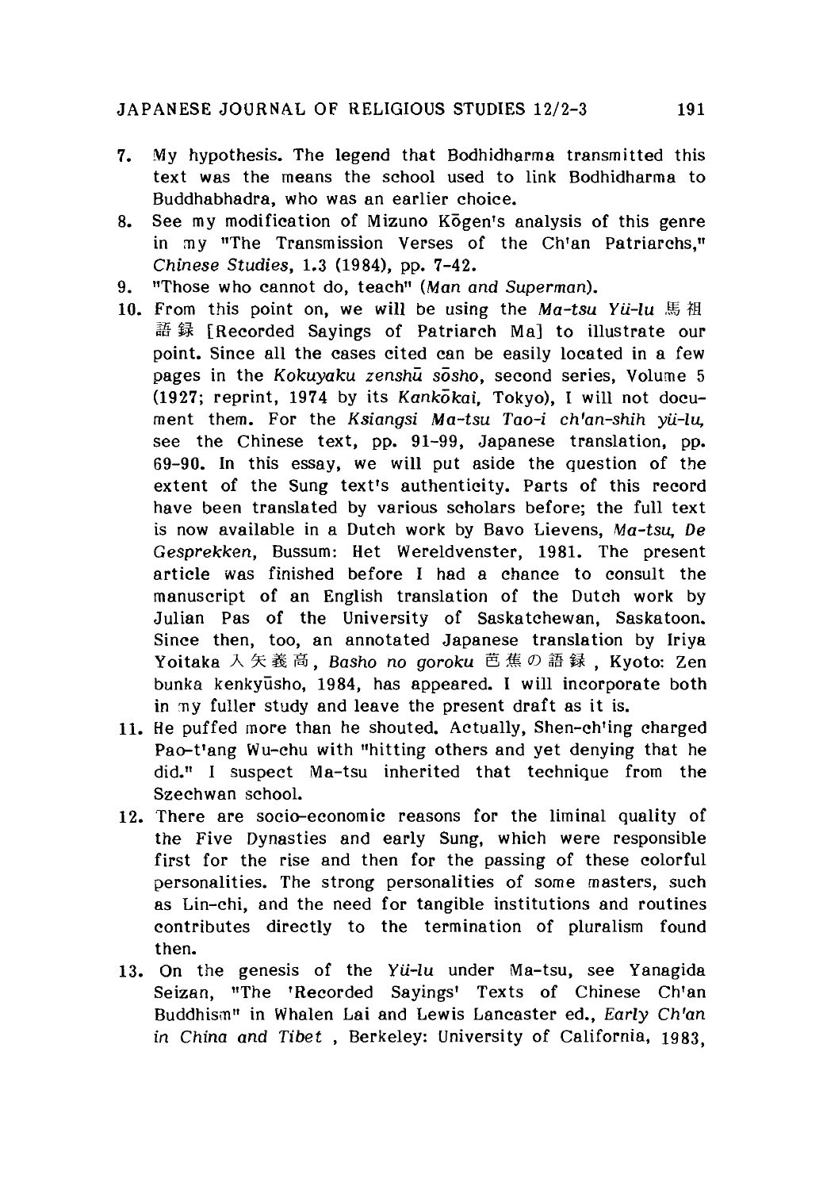7. My hypothesis. The legend that Bodhidharma transmitted this text was the means the school used to link Bodhidharma to Buddhabhadra, who was an earlier choice.
8. See my modification of Mizuno Kōgen's analysis of this genre in my "The Transmission Verses of the Ch'an Patriarchs," *Chinese Studies*, 1.3 (1984), pp. 7-42.
9. "Those who cannot do, teach" (*Man and Superman*).
10. From this point on, we will be using the *Ma-tsu Yü-lu* 馬祖語録 [Recorded Sayings of Patriarch Ma] to illustrate our point. Since all the cases cited can be easily located in a few pages in the *Kokuyaku zenshū sōsho*, second series, Volume 5 (1927; reprint, 1974 by its *Kankōkai*, Tokyo), I will not document them. For the *Ksiangsi Ma-tsu Tao-i ch'an-shih yü-lu*, see the Chinese text, pp. 91-99, Japanese translation, pp. 69-90. In this essay, we will put aside the question of the extent of the Sung text's authenticity. Parts of this record have been translated by various scholars before; the full text is now available in a Dutch work by Bavo Lievens, *Ma-tsu, De Gesprekken*, Bussum: Het Wereldvenster, 1981. The present article was finished before I had a chance to consult the manuscript of an English translation of the Dutch work by Julian Pas of the University of Saskatchewan, Saskatoon. Since then, too, an annotated Japanese translation by Iriya Yoitaka 入矢義高, *Basho no goroku* 芭蕉の語録, Kyoto: Zen bunka kenkyūsho, 1984, has appeared. I will incorporate both in my fuller study and leave the present draft as it is.
11. He puffed more than he shouted. Actually, Shen-ch'ing charged Pao-t'ang Wu-chu with "hitting others and yet denying that he did." I suspect Ma-tsu inherited that technique from the Szechwan school.
12. There are socio-economic reasons for the liminal quality of the Five Dynasties and early Sung, which were responsible first for the rise and then for the passing of these colorful personalities. The strong personalities of some masters, such as Lin-chi, and the need for tangible institutions and routines contributes directly to the termination of pluralism found then.
13. On the genesis of the *Yü-lu* under Ma-tsu, see Yanagida Seizan, "The 'Recorded Sayings' Texts of Chinese Ch'an Buddhism" in Whalen Lai and Lewis Lancaster ed., *Early Ch'an in China and Tibet* , Berkeley: University of California, 1983,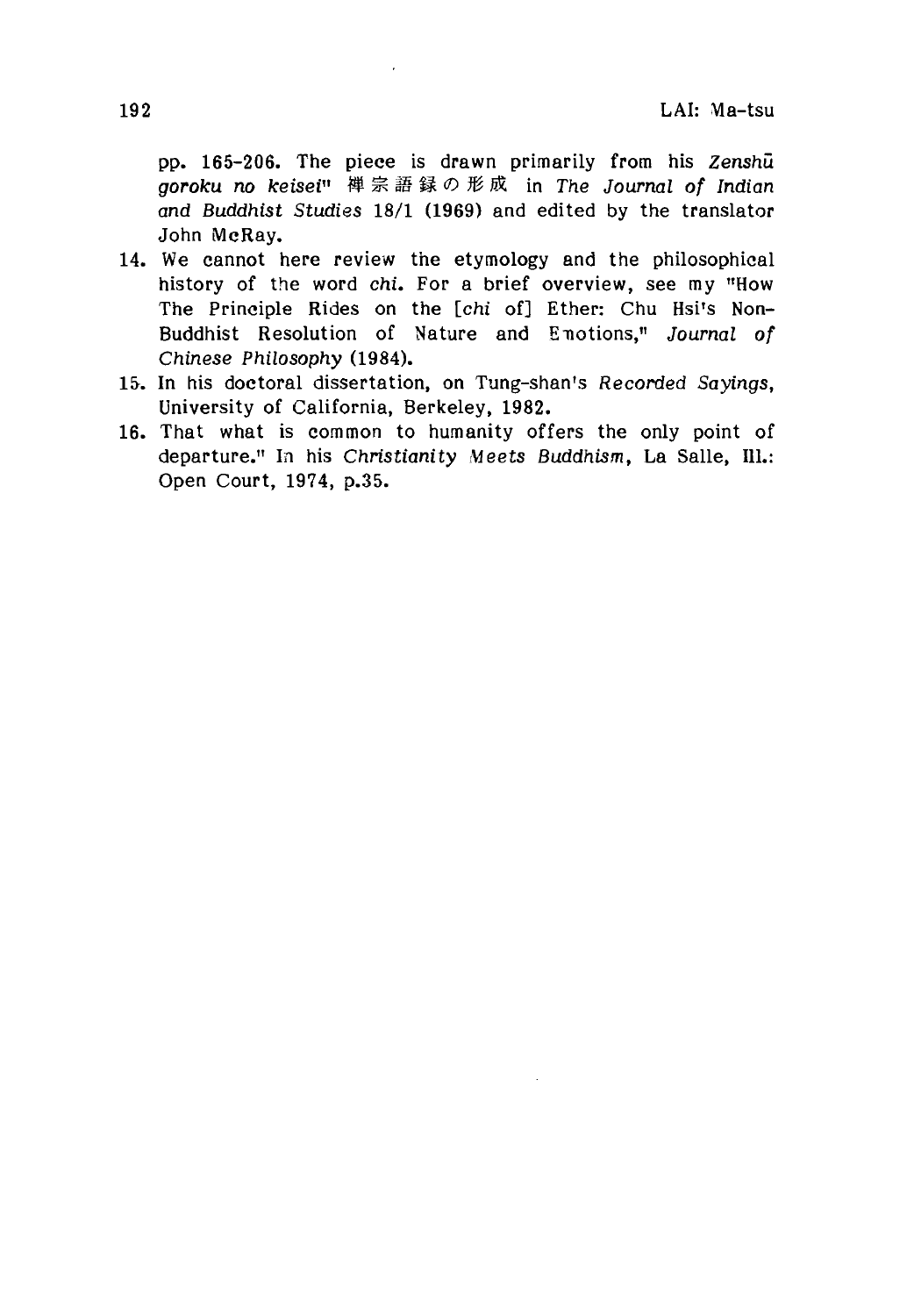pp. 165-206. The piece is drawn primarily from his *Zenshū goroku no keisei*" 禅宗語録の形成 in *The Journal of Indian and Buddhist Studies* 18/1 (1969) and edited by the translator John McRay.

14. We cannot here review the etymology and the philosophical history of the word *chi*. For a brief overview, see my "How The Principle Rides on the [*chi* of] Ether: Chu Hsi's Non-Buddhist Resolution of Nature and Emotions," *Journal of Chinese Philosophy* (1984).
15. In his doctoral dissertation, on Tung-shan's *Recorded Sayings*, University of California, Berkeley, 1982.
16. That what is common to humanity offers the only point of departure." In his *Christianity Meets Buddhism*, La Salle, Ill.: Open Court, 1974, p.35.